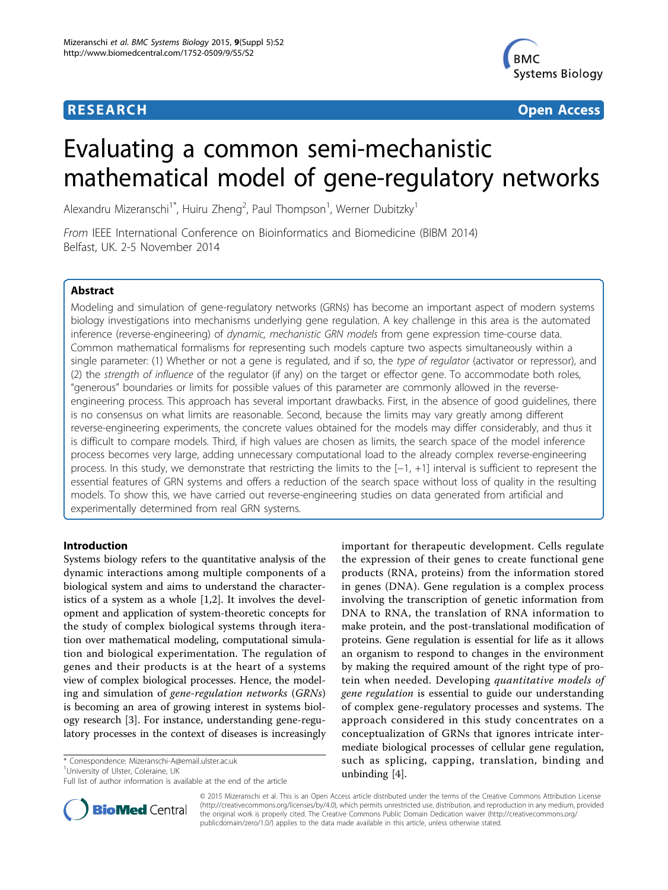RESEARCH **Open Access**

# Evaluating a common semi-mechanistic mathematical model of gene-regulatory networks

Alexandru Mizeranschi[1*], Huiru Zheng[2], Paul Thompson[1], Werner Dubitzky[1]

*From* IEEE International Conference on Bioinformatics and Biomedicine (BIBM 2014)
Belfast, UK. 2-5 November 2014

## Abstract

Modeling and simulation of gene-regulatory networks (GRNs) has become an important aspect of modern systems biology investigations into mechanisms underlying gene regulation. A key challenge in this area is the automated inference (reverse-engineering) of *dynamic, mechanistic GRN models* from gene expression time-course data. Common mathematical formalisms for representing such models capture two aspects simultaneously within a single parameter: (1) Whether or not a gene is regulated, and if so, the *type of regulator* (activator or repressor), and (2) the *strength of influence* of the regulator (if any) on the target or effector gene. To accommodate both roles, "generous" boundaries or limits for possible values of this parameter are commonly allowed in the reverse-engineering process. This approach has several important drawbacks. First, in the absence of good guidelines, there is no consensus on what limits are reasonable. Second, because the limits may vary greatly among different reverse-engineering experiments, the concrete values obtained for the models may differ considerably, and thus it is difficult to compare models. Third, if high values are chosen as limits, the search space of the model inference process becomes very large, adding unnecessary computational load to the already complex reverse-engineering process. In this study, we demonstrate that restricting the limits to the [−1, +1] interval is sufficient to represent the essential features of GRN systems and offers a reduction of the search space without loss of quality in the resulting models. To show this, we have carried out reverse-engineering studies on data generated from artificial and experimentally determined from real GRN systems.

## Introduction

Systems biology refers to the quantitative analysis of the dynamic interactions among multiple components of a biological system and aims to understand the characteristics of a system as a whole [1,2]. It involves the development and application of system-theoretic concepts for the study of complex biological systems through iteration over mathematical modeling, computational simulation and biological experimentation. The regulation of genes and their products is at the heart of a systems view of complex biological processes. Hence, the modeling and simulation of *gene-regulation networks* (*GRNs*) is becoming an area of growing interest in systems biology research [3]. For instance, understanding gene-regulatory processes in the context of diseases is increasingly important for therapeutic development. Cells regulate the expression of their genes to create functional gene products (RNA, proteins) from the information stored in genes (DNA). Gene regulation is a complex process involving the transcription of genetic information from DNA to RNA, the translation of RNA information to make protein, and the post-translational modification of proteins. Gene regulation is essential for life as it allows an organism to respond to changes in the environment by making the required amount of the right type of protein when needed. Developing *quantitative models of gene regulation* is essential to guide our understanding of complex gene-regulatory processes and systems. The approach considered in this study concentrates on a conceptualization of GRNs that ignores intricate intermediate biological processes of cellular gene regulation, such as splicing, capping, translation, binding and unbinding [4].

\* Correspondence: Mizeranschi-A@email.ulster.ac.uk
[1]University of Ulster, Coleraine, UK
Full list of author information is available at the end of the article

© 2015 Mizeranschi et al. This is an Open Access article distributed under the terms of the Creative Commons Attribution License (http://creativecommons.org/licenses/by/4.0), which permits unrestricted use, distribution, and reproduction in any medium, provided the original work is properly cited. The Creative Commons Public Domain Dedication waiver (http://creativecommons.org/publicdomain/zero/1.0/) applies to the data made available in this article, unless otherwise stated.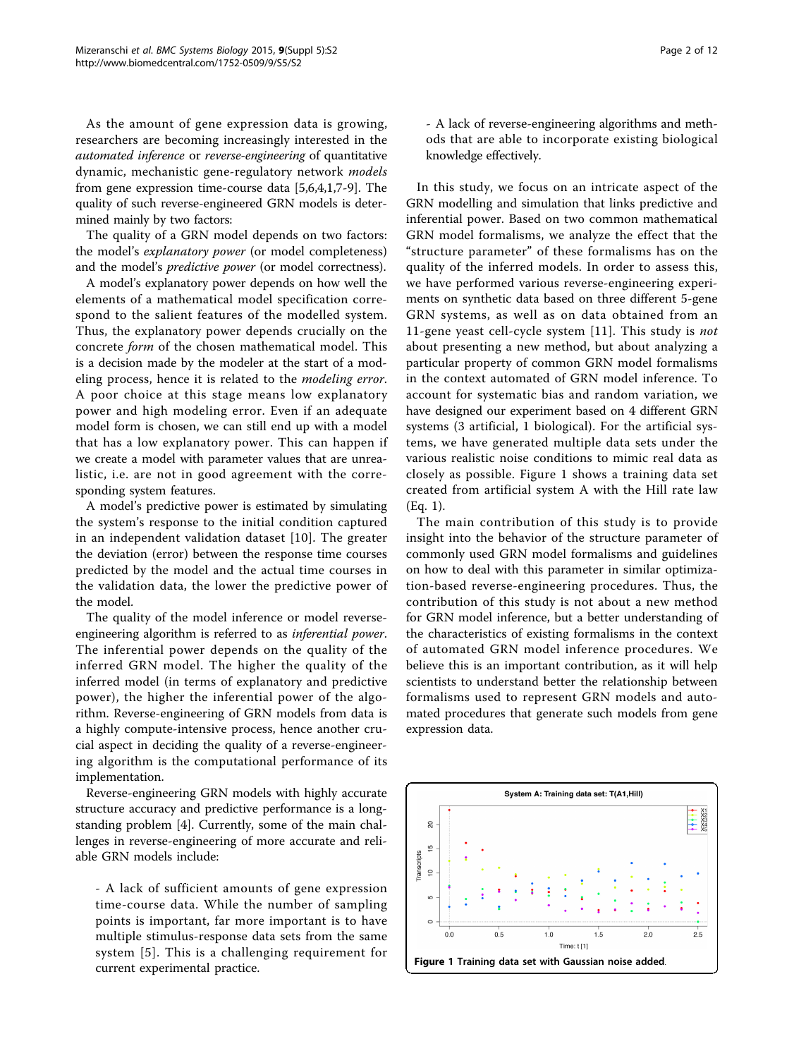As the amount of gene expression data is growing, researchers are becoming increasingly interested in the *automated inference* or *reverse-engineering* of quantitative dynamic, mechanistic gene-regulatory network *models* from gene expression time-course data [5,6,4,1,7-9]. The quality of such reverse-engineered GRN models is determined mainly by two factors:

The quality of a GRN model depends on two factors: the model's *explanatory power* (or model completeness) and the model's *predictive power* (or model correctness).

A model's explanatory power depends on how well the elements of a mathematical model specification correspond to the salient features of the modelled system. Thus, the explanatory power depends crucially on the concrete *form* of the chosen mathematical model. This is a decision made by the modeler at the start of a modeling process, hence it is related to the *modeling error*. A poor choice at this stage means low explanatory power and high modeling error. Even if an adequate model form is chosen, we can still end up with a model that has a low explanatory power. This can happen if we create a model with parameter values that are unrealistic, i.e. are not in good agreement with the corresponding system features.

A model's predictive power is estimated by simulating the system's response to the initial condition captured in an independent validation dataset [10]. The greater the deviation (error) between the response time courses predicted by the model and the actual time courses in the validation data, the lower the predictive power of the model.

The quality of the model inference or model reverse-engineering algorithm is referred to as *inferential power*. The inferential power depends on the quality of the inferred GRN model. The higher the quality of the inferred model (in terms of explanatory and predictive power), the higher the inferential power of the algorithm. Reverse-engineering of GRN models from data is a highly compute-intensive process, hence another crucial aspect in deciding the quality of a reverse-engineering algorithm is the computational performance of its implementation.

Reverse-engineering GRN models with highly accurate structure accuracy and predictive performance is a long-standing problem [4]. Currently, some of the main challenges in reverse-engineering of more accurate and reliable GRN models include:

- A lack of sufficient amounts of gene expression time-course data. While the number of sampling points is important, far more important is to have multiple stimulus-response data sets from the same system [5]. This is a challenging requirement for current experimental practice.

- A lack of reverse-engineering algorithms and methods that are able to incorporate existing biological knowledge effectively.

In this study, we focus on an intricate aspect of the GRN modelling and simulation that links predictive and inferential power. Based on two common mathematical GRN model formalisms, we analyze the effect that the "structure parameter" of these formalisms has on the quality of the inferred models. In order to assess this, we have performed various reverse-engineering experiments on synthetic data based on three different 5-gene GRN systems, as well as on data obtained from an 11-gene yeast cell-cycle system [11]. This study is *not* about presenting a new method, but about analyzing a particular property of common GRN model formalisms in the context automated of GRN model inference. To account for systematic bias and random variation, we have designed our experiment based on 4 different GRN systems (3 artificial, 1 biological). For the artificial systems, we have generated multiple data sets under the various realistic noise conditions to mimic real data as closely as possible. Figure 1 shows a training data set created from artificial system A with the Hill rate law (Eq. 1).

The main contribution of this study is to provide insight into the behavior of the structure parameter of commonly used GRN model formalisms and guidelines on how to deal with this parameter in similar optimization-based reverse-engineering procedures. Thus, the contribution of this study is not about a new method for GRN model inference, but a better understanding of the characteristics of existing formalisms in the context of automated GRN model inference procedures. We believe this is an important contribution, as it will help scientists to understand better the relationship between formalisms used to represent GRN models and automated procedures that generate such models from gene expression data.

System A: Training data set: T(A1,Hill)

Transcripts

0
5
10
15
20

0.0
0.5
1.0
1.5
2.0
2.5

Time: t [1]

X1
X2
X3
X4
X5

**Figure 1** Training data set with Gaussian noise added.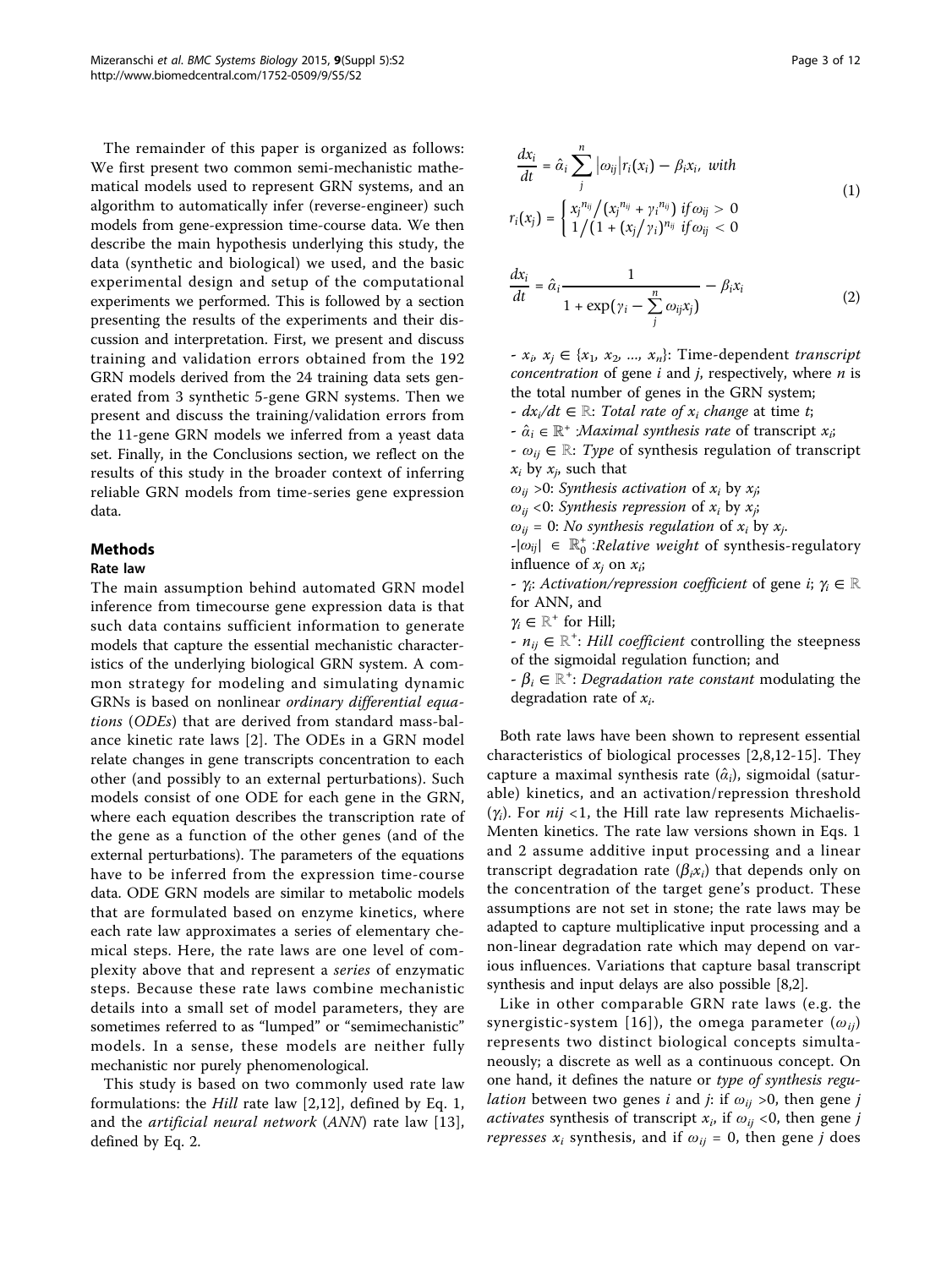The remainder of this paper is organized as follows: We first present two common semi-mechanistic mathematical models used to represent GRN systems, and an algorithm to automatically infer (reverse-engineer) such models from gene-expression time-course data. We then describe the main hypothesis underlying this study, the data (synthetic and biological) we used, and the basic experimental design and setup of the computational experiments we performed. This is followed by a section presenting the results of the experiments and their discussion and interpretation. First, we present and discuss training and validation errors obtained from the 192 GRN models derived from the 24 training data sets generated from 3 synthetic 5-gene GRN systems. Then we present and discuss the training/validation errors from the 11-gene GRN models we inferred from a yeast data set. Finally, in the Conclusions section, we reflect on the results of this study in the broader context of inferring reliable GRN models from time-series gene expression data.

## Methods

### Rate law

The main assumption behind automated GRN model inference from timecourse gene expression data is that such data contains sufficient information to generate models that capture the essential mechanistic characteristics of the underlying biological GRN system. A common strategy for modeling and simulating dynamic GRNs is based on nonlinear *ordinary differential equations* (*ODEs*) that are derived from standard mass-balance kinetic rate laws [2]. The ODEs in a GRN model relate changes in gene transcripts concentration to each other (and possibly to an external perturbations). Such models consist of one ODE for each gene in the GRN, where each equation describes the transcription rate of the gene as a function of the other genes (and of the external perturbations). The parameters of the equations have to be inferred from the expression time-course data. ODE GRN models are similar to metabolic models that are formulated based on enzyme kinetics, where each rate law approximates a series of elementary chemical steps. Here, the rate laws are one level of complexity above that and represent a *series* of enzymatic steps. Because these rate laws combine mechanistic details into a small set of model parameters, they are sometimes referred to as "lumped" or "semimechanistic" models. In a sense, these models are neither fully mechanistic nor purely phenomenological.

This study is based on two commonly used rate law formulations: the *Hill* rate law [2,12], defined by Eq. 1, and the *artificial neural network* (*ANN*) rate law [13], defined by Eq. 2.

$$\frac{dx_i}{dt} = \hat{\alpha}_i \sum_{j}^{n} |\omega_{ij}| r_i(x_i) - \beta_i x_i, \text{ with}$$
$$r_i(x_j) = \begin{cases} x_j^{n_{ij}} / (x_j^{n_{ij}} + \gamma_i^{n_{ij}}) & if\, \omega_{ij} > 0 \\ 1 / (1 + (x_j / \gamma_i)^{n_{ij}} & if\, \omega_{ij} < 0 \end{cases} \quad (1)$$

$$\frac{dx_i}{dt} = \hat{\alpha}_i \frac{1}{1 + \exp(\gamma_i - \sum_{j}^{n} \omega_{ij} x_j)} - \beta_i x_i \quad (2)$$

- $x_i$, $x_j \in \{x_1, x_2, ..., x_n\}$: Time-dependent *transcript concentration* of gene *i* and *j*, respectively, where *n* is the total number of genes in the GRN system;
- $dx_i/dt \in \mathbb{R}$: *Total rate of $x_i$ change* at time *t*;
- $\hat{\alpha}_i \in \mathbb{R}^+$ :*Maximal synthesis rate* of transcript $x_i$;
- $\omega_{ij} \in \mathbb{R}$: *Type* of synthesis regulation of transcript $x_i$ by $x_j$, such that

$\omega_{ij} > 0$: *Synthesis activation* of $x_i$ by $x_j$;

$\omega_{ij} < 0$: *Synthesis repression* of $x_i$ by $x_j$;

$\omega_{ij} = 0$: *No synthesis regulation* of $x_i$ by $x_j$.

- $|\omega_{ij}| \in \mathbb{R}_0^+$ :*Relative weight* of synthesis-regulatory influence of $x_j$ on $x_i$;
- $\gamma_i$: *Activation/repression coefficient* of gene *i*; $\gamma_i \in \mathbb{R}$ for ANN, and $\gamma_i \in \mathbb{R}^+$ for Hill;
- $n_{ij} \in \mathbb{R}^+$: *Hill coefficient* controlling the steepness of the sigmoidal regulation function; and
- $\beta_i \in \mathbb{R}^+$: *Degradation rate constant* modulating the degradation rate of $x_i$.

Both rate laws have been shown to represent essential characteristics of biological processes [2,8,12-15]. They capture a maximal synthesis rate ($\hat{\alpha}_i$), sigmoidal (saturable) kinetics, and an activation/repression threshold ($\gamma_i$). For $nij$ <1, the Hill rate law represents Michaelis-Menten kinetics. The rate law versions shown in Eqs. 1 and 2 assume additive input processing and a linear transcript degradation rate ($\beta_i x_i$) that depends only on the concentration of the target gene's product. These assumptions are not set in stone; the rate laws may be adapted to capture multiplicative input processing and a non-linear degradation rate which may depend on various influences. Variations that capture basal transcript synthesis and input delays are also possible [8,2].

Like in other comparable GRN rate laws (e.g. the synergistic-system [16]), the omega parameter ($\omega_{ij}$) represents two distinct biological concepts simultaneously; a discrete as well as a continuous concept. On one hand, it defines the nature or *type of synthesis regulation* between two genes *i* and *j*: if $\omega_{ij} > 0$, then gene *j activates* synthesis of transcript $x_i$, if $\omega_{ij} < 0$, then gene *j represses* $x_i$ synthesis, and if $\omega_{ij} = 0$, then gene *j* does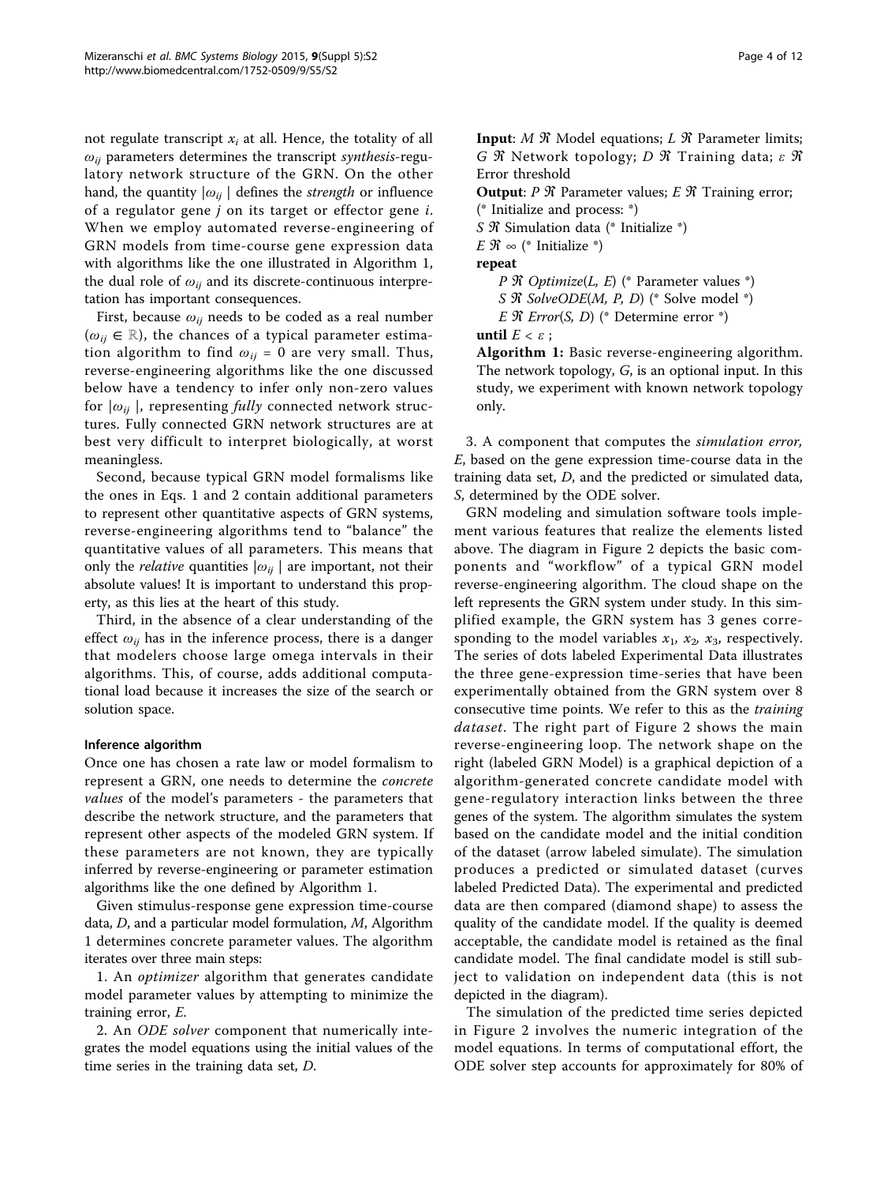not regulate transcript $x_i$ at all. Hence, the totality of all $\omega_{ij}$ parameters determines the transcript *synthesis*-regulatory network structure of the GRN. On the other hand, the quantity $|\omega_{ij}|$ defines the *strength* or influence of a regulator gene $j$ on its target or effector gene $i$. When we employ automated reverse-engineering of GRN models from time-course gene expression data with algorithms like the one illustrated in Algorithm 1, the dual role of $\omega_{ij}$ and its discrete-continuous interpretation has important consequences.

First, because $\omega_{ij}$ needs to be coded as a real number ($\omega_{ij} \in \mathbb{R}$), the chances of a typical parameter estimation algorithm to find $\omega_{ij} = 0$ are very small. Thus, reverse-engineering algorithms like the one discussed below have a tendency to infer only non-zero values for $|\omega_{ij}|$, representing *fully* connected network structures. Fully connected GRN network structures are at best very difficult to interpret biologically, at worst meaningless.

Second, because typical GRN model formalisms like the ones in Eqs. 1 and 2 contain additional parameters to represent other quantitative aspects of GRN systems, reverse-engineering algorithms tend to "balance" the quantitative values of all parameters. This means that only the *relative* quantities $|\omega_{ij}|$ are important, not their absolute values! It is important to understand this property, as this lies at the heart of this study.

Third, in the absence of a clear understanding of the effect $\omega_{ij}$ has in the inference process, there is a danger that modelers choose large omega intervals in their algorithms. This, of course, adds additional computational load because it increases the size of the search or solution space.

### Inference algorithm

Once one has chosen a rate law or model formalism to represent a GRN, one needs to determine the *concrete values* of the model's parameters - the parameters that describe the network structure, and the parameters that represent other aspects of the modeled GRN system. If these parameters are not known, they are typically inferred by reverse-engineering or parameter estimation algorithms like the one defined by Algorithm 1.

Given stimulus-response gene expression time-course data, $D$, and a particular model formulation, $M$, Algorithm 1 determines concrete parameter values. The algorithm iterates over three main steps:

1. An *optimizer* algorithm that generates candidate model parameter values by attempting to minimize the training error, $E$.

2. An *ODE solver* component that numerically integrates the model equations using the initial values of the time series in the training data set, $D$.

**Input**: $M \Re$ Model equations; $L \Re$ Parameter limits; $G \Re$ Network topology; $D \Re$ Training data; $\varepsilon \Re$ Error threshold

**Output**: $P \Re$ Parameter values; $E \Re$ Training error;

(* Initialize and process: *)

$S \Re$ Simulation data (* Initialize *)

$E \Re \infty$ (* Initialize *)

**repeat**

  $P \Re$ *Optimize*($L$, $E$) (* Parameter values *)

  $S \Re$ *SolveODE*($M$, $P$, $D$) (* Solve model *)

  $E \Re$ *Error*($S$, $D$) (* Determine error *)

**until** $E < \varepsilon$ ;

**Algorithm 1:** Basic reverse-engineering algorithm. The network topology, $G$, is an optional input. In this study, we experiment with known network topology only.

3. A component that computes the *simulation error*, $E$, based on the gene expression time-course data in the training data set, $D$, and the predicted or simulated data, $S$, determined by the ODE solver.

GRN modeling and simulation software tools implement various features that realize the elements listed above. The diagram in Figure 2 depicts the basic components and "workflow" of a typical GRN model reverse-engineering algorithm. The cloud shape on the left represents the GRN system under study. In this simplified example, the GRN system has 3 genes corresponding to the model variables $x_1$, $x_2$, $x_3$, respectively. The series of dots labeled Experimental Data illustrates the three gene-expression time-series that have been experimentally obtained from the GRN system over 8 consecutive time points. We refer to this as the *training dataset*. The right part of Figure 2 shows the main reverse-engineering loop. The network shape on the right (labeled GRN Model) is a graphical depiction of a algorithm-generated concrete candidate model with gene-regulatory interaction links between the three genes of the system. The algorithm simulates the system based on the candidate model and the initial condition of the dataset (arrow labeled simulate). The simulation produces a predicted or simulated dataset (curves labeled Predicted Data). The experimental and predicted data are then compared (diamond shape) to assess the quality of the candidate model. If the quality is deemed acceptable, the candidate model is retained as the final candidate model. The final candidate model is still subject to validation on independent data (this is not depicted in the diagram).

The simulation of the predicted time series depicted in Figure 2 involves the numeric integration of the model equations. In terms of computational effort, the ODE solver step accounts for approximately for 80% of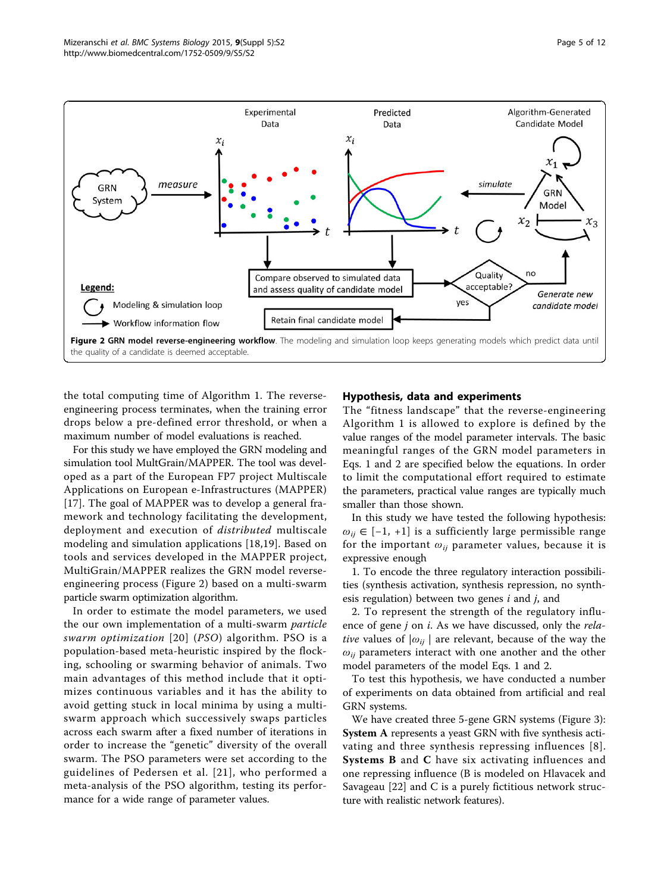**Figure 2 GRN model reverse-engineering workflow**. The modeling and simulation loop keeps generating models which predict data until the quality of a candidate is deemed acceptable.

the total computing time of Algorithm 1. The reverse-engineering process terminates, when the training error drops below a pre-defined error threshold, or when a maximum number of model evaluations is reached.

For this study we have employed the GRN modeling and simulation tool MultGrain/MAPPER. The tool was developed as a part of the European FP7 project Multiscale Applications on European e-Infrastructures (MAPPER) [17]. The goal of MAPPER was to develop a general framework and technology facilitating the development, deployment and execution of *distributed* multiscale modeling and simulation applications [18,19]. Based on tools and services developed in the MAPPER project, MultiGrain/MAPPER realizes the GRN model reverse-engineering process (Figure 2) based on a multi-swarm particle swarm optimization algorithm.

In order to estimate the model parameters, we used the our own implementation of a multi-swarm *particle swarm optimization* [20] (*PSO*) algorithm. PSO is a population-based meta-heuristic inspired by the flocking, schooling or swarming behavior of animals. Two main advantages of this method include that it optimizes continuous variables and it has the ability to avoid getting stuck in local minima by using a multi-swarm approach which successively swaps particles across each swarm after a fixed number of iterations in order to increase the "genetic" diversity of the overall swarm. The PSO parameters were set according to the guidelines of Pedersen et al. [21], who performed a meta-analysis of the PSO algorithm, testing its performance for a wide range of parameter values.

## Hypothesis, data and experiments

The "fitness landscape" that the reverse-engineering Algorithm 1 is allowed to explore is defined by the value ranges of the model parameter intervals. The basic meaningful ranges of the GRN model parameters in Eqs. 1 and 2 are specified below the equations. In order to limit the computational effort required to estimate the parameters, practical value ranges are typically much smaller than those shown.

In this study we have tested the following hypothesis: $\omega_{ij} \in [-1, +1]$ is a sufficiently large permissible range for the important $\omega_{ij}$ parameter values, because it is expressive enough

1. To encode the three regulatory interaction possibilities (synthesis activation, synthesis repression, no synthesis regulation) between two genes $i$ and $j$, and

2. To represent the strength of the regulatory influence of gene $j$ on $i$. As we have discussed, only the *relative* values of $|\omega_{ij}|$ are relevant, because of the way the $\omega_{ij}$ parameters interact with one another and the other model parameters of the model Eqs. 1 and 2.

To test this hypothesis, we have conducted a number of experiments on data obtained from artificial and real GRN systems.

We have created three 5-gene GRN systems (Figure 3): **System A** represents a yeast GRN with five synthesis activating and three synthesis repressing influences [8]. **Systems B** and **C** have six activating influences and one repressing influence (B is modeled on Hlavacek and Savageau [22] and C is a purely fictitious network structure with realistic network features).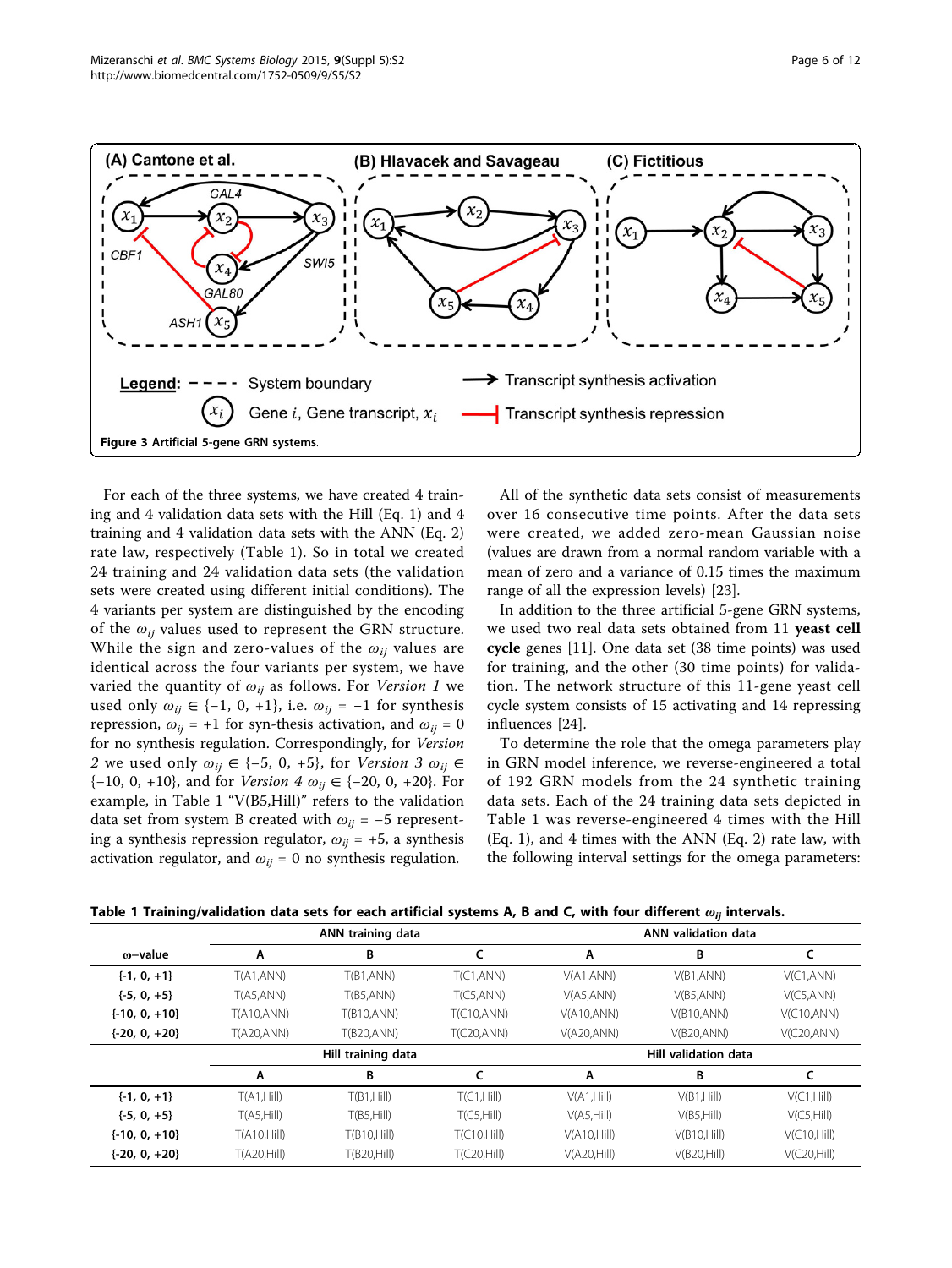Figure 3 Artificial 5-gene GRN systems.

For each of the three systems, we have created 4 training and 4 validation data sets with the Hill (Eq. 1) and 4 training and 4 validation data sets with the ANN (Eq. 2) rate law, respectively (Table 1). So in total we created 24 training and 24 validation data sets (the validation sets were created using different initial conditions). The 4 variants per system are distinguished by the encoding of the $\omega_{ij}$ values used to represent the GRN structure. While the sign and zero-values of the $\omega_{ij}$ values are identical across the four variants per system, we have varied the quantity of $\omega_{ij}$ as follows. For *Version 1* we used only $\omega_{ij} \in \{-1, 0, +1\}$, i.e. $\omega_{ij} = -1$ for synthesis repression, $\omega_{ij} = +1$ for syn-thesis activation, and $\omega_{ij} = 0$ for no synthesis regulation. Correspondingly, for *Version 2* we used only $\omega_{ij} \in \{-5, 0, +5\}$, for *Version 3* $\omega_{ij} \in \{-10, 0, +10\}$, and for *Version 4* $\omega_{ij} \in \{-20, 0, +20\}$. For example, in Table 1 "V(B5,Hill)" refers to the validation data set from system B created with $\omega_{ij} = -5$ representing a synthesis repression regulator, $\omega_{ij} = +5$, a synthesis activation regulator, and $\omega_{ij} = 0$ no synthesis regulation.

All of the synthetic data sets consist of measurements over 16 consecutive time points. After the data sets were created, we added zero-mean Gaussian noise (values are drawn from a normal random variable with a mean of zero and a variance of 0.15 times the maximum range of all the expression levels) [23].

In addition to the three artificial 5-gene GRN systems, we used two real data sets obtained from 11 **yeast cell cycle** genes [11]. One data set (38 time points) was used for training, and the other (30 time points) for validation. The network structure of this 11-gene yeast cell cycle system consists of 15 activating and 14 repressing influences [24].

To determine the role that the omega parameters play in GRN model inference, we reverse-engineered a total of 192 GRN models from the 24 synthetic training data sets. Each of the 24 training data sets depicted in Table 1 was reverse-engineered 4 times with the Hill (Eq. 1), and 4 times with the ANN (Eq. 2) rate law, with the following interval settings for the omega parameters:

**Table 1 Training/validation data sets for each artificial systems A, B and C, with four different $\omega_{ij}$ intervals.**

| ω−value | ANN training data | | | ANN validation data | | |
|---|---|---|---|---|---|---|
| | A | B | C | A | B | C |
| {-1, 0, +1} | T(A1,ANN) | T(B1,ANN) | T(C1,ANN) | V(A1,ANN) | V(B1,ANN) | V(C1,ANN) |
| {-5, 0, +5} | T(A5,ANN) | T(B5,ANN) | T(C5,ANN) | V(A5,ANN) | V(B5,ANN) | V(C5,ANN) |
| {-10, 0, +10} | T(A10,ANN) | T(B10,ANN) | T(C10,ANN) | V(A10,ANN) | V(B10,ANN) | V(C10,ANN) |
| {-20, 0, +20} | T(A20,ANN) | T(B20,ANN) | T(C20,ANN) | V(A20,ANN) | V(B20,ANN) | V(C20,ANN) |
| | Hill training data | | | Hill validation data | | |
| | A | B | C | A | B | C |
| {-1, 0, +1} | T(A1,Hill) | T(B1,Hill) | T(C1,Hill) | V(A1,Hill) | V(B1,Hill) | V(C1,Hill) |
| {-5, 0, +5} | T(A5,Hill) | T(B5,Hill) | T(C5,Hill) | V(A5,Hill) | V(B5,Hill) | V(C5,Hill) |
| {-10, 0, +10} | T(A10,Hill) | T(B10,Hill) | T(C10,Hill) | V(A10,Hill) | V(B10,Hill) | V(C10,Hill) |
| {-20, 0, +20} | T(A20,Hill) | T(B20,Hill) | T(C20,Hill) | V(A20,Hill) | V(B20,Hill) | V(C20,Hill) |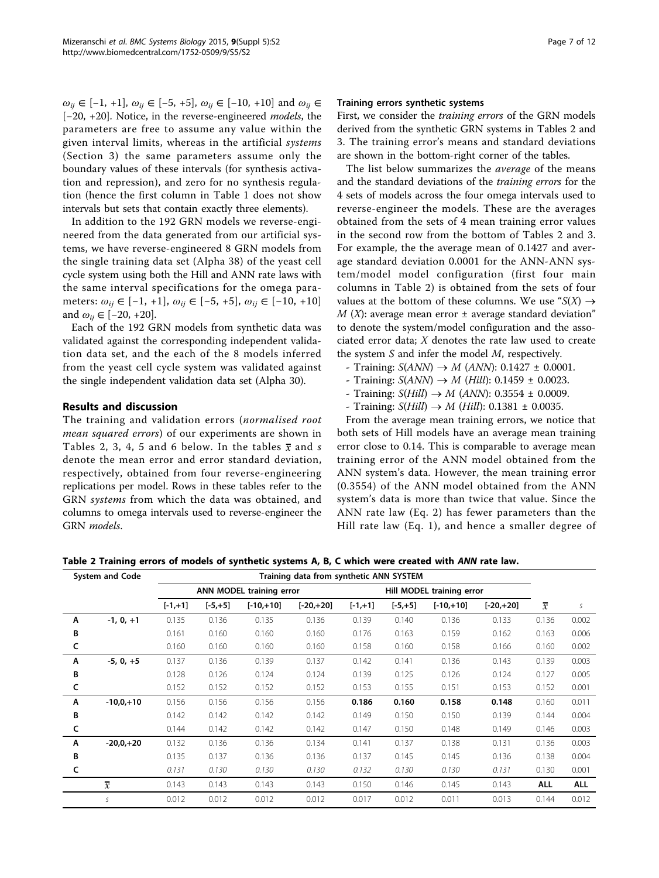$\omega_{ij} \in [-1, +1]$, $\omega_{ij} \in [-5, +5]$, $\omega_{ij} \in [-10, +10]$ and $\omega_{ij} \in [-20, +20]$. Notice, in the reverse-engineered *models*, the parameters are free to assume any value within the given interval limits, whereas in the artificial *systems* (Section 3) the same parameters assume only the boundary values of these intervals (for synthesis activation and repression), and zero for no synthesis regulation (hence the first column in Table 1 does not show intervals but sets that contain exactly three elements).

In addition to the 192 GRN models we reverse-engineered from the data generated from our artificial systems, we have reverse-engineered 8 GRN models from the single training data set (Alpha 38) of the yeast cell cycle system using both the Hill and ANN rate laws with the same interval specifications for the omega parameters: $\omega_{ij} \in [-1, +1]$, $\omega_{ij} \in [-5, +5]$, $\omega_{ij} \in [-10, +10]$ and $\omega_{ij} \in [-20, +20]$.

Each of the 192 GRN models from synthetic data was validated against the corresponding independent validation data set, and the each of the 8 models inferred from the yeast cell cycle system was validated against the single independent validation data set (Alpha 30).

## Results and discussion

The training and validation errors (*normalised root mean squared errors*) of our experiments are shown in Tables 2, 3, 4, 5 and 6 below. In the tables $\bar{x}$ and $s$ denote the mean error and error standard deviation, respectively, obtained from four reverse-engineering replications per model. Rows in these tables refer to the GRN *systems* from which the data was obtained, and columns to omega intervals used to reverse-engineer the GRN *models*.

### Training errors synthetic systems

First, we consider the *training errors* of the GRN models derived from the synthetic GRN systems in Tables 2 and 3. The training error's means and standard deviations are shown in the bottom-right corner of the tables.

The list below summarizes the *average* of the means and the standard deviations of the *training errors* for the 4 sets of models across the four omega intervals used to reverse-engineer the models. These are the averages obtained from the sets of 4 mean training error values in the second row from the bottom of Tables 2 and 3. For example, the the average mean of 0.1427 and average standard deviation 0.0001 for the ANN-ANN system/model model configuration (first four main columns in Table 2) is obtained from the sets of four values at the bottom of these columns. We use "$S(X) \rightarrow M(X)$: average mean error ± average standard deviation" to denote the system/model configuration and the associated error data; $X$ denotes the rate law used to create the system $S$ and infer the model $M$, respectively.

- Training: $S(ANN) \rightarrow M(ANN)$: 0.1427 ± 0.0001.
- Training: $S(ANN) \rightarrow M(Hill)$: 0.1459 ± 0.0023.
- Training: $S(Hill) \rightarrow M(ANN)$: 0.3554 ± 0.0009.
- Training: $S(Hill) \rightarrow M(Hill)$: 0.1381 ± 0.0035.

From the average mean training errors, we notice that both sets of Hill models have an average mean training error close to 0.14. This is comparable to average mean training error of the ANN model obtained from the ANN system's data. However, the mean training error (0.3554) of the ANN model obtained from the ANN system's data is more than twice that value. Since the ANN rate law (Eq. 2) has fewer parameters than the Hill rate law (Eq. 1), and hence a smaller degree of

**Table 2 Training errors of models of synthetic systems A, B, C which were created with *ANN* rate law.**

| System and Code | | Training data from synthetic ANN SYSTEM | | | | | | | | | |
|---|---|---|---|---|---|---|---|---|---|---|---|
| | | ANN MODEL training error | | | | Hill MODEL training error | | | | | |
| | | [-1,+1] | [-5,+5] | [-10,+10] | [-20,+20] | [-1,+1] | [-5,+5] | [-10,+10] | [-20,+20] | $\bar{x}$ | $s$ |
| **A** | -1, 0, +1 | 0.135 | 0.136 | 0.135 | 0.136 | 0.139 | 0.140 | 0.136 | 0.133 | 0.136 | 0.002 |
| **B** | | 0.161 | 0.160 | 0.160 | 0.160 | 0.176 | 0.163 | 0.159 | 0.162 | 0.163 | 0.006 |
| **C** | | 0.160 | 0.160 | 0.160 | 0.160 | 0.158 | 0.160 | 0.158 | 0.166 | 0.160 | 0.002 |
| **A** | -5, 0, +5 | 0.137 | 0.136 | 0.139 | 0.137 | 0.142 | 0.141 | 0.136 | 0.143 | 0.139 | 0.003 |
| **B** | | 0.128 | 0.126 | 0.124 | 0.124 | 0.139 | 0.125 | 0.126 | 0.124 | 0.127 | 0.005 |
| **C** | | 0.152 | 0.152 | 0.152 | 0.152 | 0.153 | 0.155 | 0.151 | 0.153 | 0.152 | 0.001 |
| **A** | -10,0,+10 | 0.156 | 0.156 | 0.156 | 0.156 | **0.186** | **0.160** | **0.158** | **0.148** | 0.160 | 0.011 |
| **B** | | 0.142 | 0.142 | 0.142 | 0.142 | 0.149 | 0.150 | 0.150 | 0.139 | 0.144 | 0.004 |
| **C** | | 0.144 | 0.142 | 0.142 | 0.142 | 0.147 | 0.150 | 0.148 | 0.149 | 0.146 | 0.003 |
| **A** | -20,0,+20 | 0.132 | 0.136 | 0.136 | 0.134 | 0.141 | 0.137 | 0.138 | 0.131 | 0.136 | 0.003 |
| **B** | | 0.135 | 0.137 | 0.136 | 0.136 | 0.137 | 0.145 | 0.145 | 0.136 | 0.138 | 0.004 |
| **C** | | *0.131* | *0.130* | *0.130* | *0.130* | *0.132* | *0.130* | *0.130* | *0.131* | 0.130 | 0.001 |
| | $\bar{x}$ | 0.143 | 0.143 | 0.143 | 0.143 | 0.150 | 0.146 | 0.145 | 0.143 | **ALL** | **ALL** |
| | $s$ | 0.012 | 0.012 | 0.012 | 0.012 | 0.017 | 0.012 | 0.011 | 0.013 | 0.144 | 0.012 |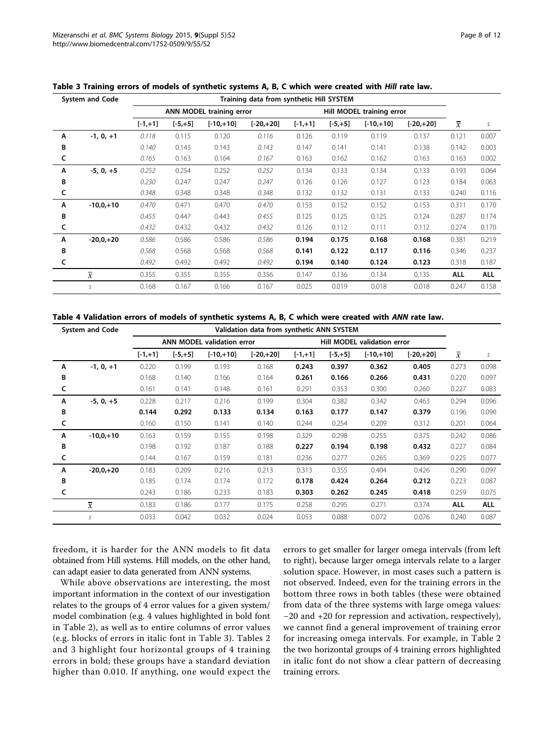**Table 3 Training errors of models of synthetic systems A, B, C which were created with *Hill* rate law.**

| System and Code | | Training data from synthetic Hill SYSTEM | | | | | | | | | |
|---|---|---|---|---|---|---|---|---|---|---|---|
| | | ANN MODEL training error | | | | Hill MODEL training error | | | | | |
| | | [-1,+1] | [-5,+5] | [-10,+10] | [-20,+20] | [-1,+1] | [-5,+5] | [-10,+10] | [-20,+20] | $\bar{x}$ | $s$ |
| A | -1, 0, +1 | *0.118* | 0.115 | 0.120 | *0.116* | 0.126 | 0.119 | 0.119 | 0.137 | 0.121 | 0.007 |
| B | | *0.140* | 0.143 | 0.143 | *0.143* | 0.147 | 0.141 | 0.141 | 0.138 | 0.142 | 0.003 |
| C | | *0.165* | 0.163 | 0.164 | *0.167* | 0.163 | 0.162 | 0.162 | 0.163 | 0.163 | 0.002 |
| A | -5, 0, +5 | *0.252* | 0.254 | 0.252 | *0.252* | 0.134 | 0.133 | 0.134 | 0.133 | 0.193 | 0.064 |
| B | | *0.230* | 0.247 | 0.247 | *0.247* | 0.126 | 0.126 | 0.127 | 0.123 | 0.184 | 0.063 |
| C | | *0.348* | 0.348 | 0.348 | *0.348* | 0.132 | 0.132 | 0.131 | 0.133 | 0.240 | 0.116 |
| A | -10,0,+10 | *0.470* | 0.471 | 0.470 | *0.470* | 0.153 | 0.152 | 0.152 | 0.153 | 0.311 | 0.170 |
| B | | *0.455* | 0.447 | 0.443 | *0.455* | 0.125 | 0.125 | 0.125 | 0.124 | 0.287 | 0.174 |
| C | | *0.432* | 0.432 | 0.432 | *0.432* | 0.126 | 0.112 | 0.111 | 0.112 | 0.274 | 0.170 |
| A | -20,0,+20 | *0.586* | 0.586 | 0.586 | *0.586* | **0.194** | **0.175** | **0.168** | **0.168** | 0.381 | 0.219 |
| B | | *0.568* | 0.568 | 0.568 | *0.568* | **0.141** | **0.122** | **0.117** | **0.116** | 0.346 | 0.237 |
| C | | *0.492* | 0.492 | 0.492 | *0.492* | **0.194** | **0.140** | **0.124** | **0.123** | 0.318 | 0.187 |
| | $\bar{x}$ | 0.355 | 0.355 | 0.355 | 0.356 | 0.147 | 0.136 | 0.134 | 0.135 | **ALL** | **ALL** |
| | $s$ | 0.168 | 0.167 | 0.166 | 0.167 | 0.025 | 0.019 | 0.018 | 0.018 | 0.247 | 0.158 |

**Table 4 Validation errors of models of synthetic systems A, B, C which were created with *ANN* rate law.**

| System and Code | | Validation data from synthetic ANN SYSTEM | | | | | | | | | |
|---|---|---|---|---|---|---|---|---|---|---|---|
| | | ANN MODEL validation error | | | | Hill MODEL validation error | | | | | |
| | | [-1,+1] | [-5,+5] | [-10,+10] | [-20,+20] | [-1,+1] | [-5,+5] | [-10,+10] | [-20,+20] | $\bar{x}$ | $s$ |
| A | -1, 0, +1 | 0.220 | 0.199 | 0.193 | 0.168 | **0.243** | **0.397** | **0.362** | **0.405** | 0.273 | 0.098 |
| B | | 0.168 | 0.140 | 0.166 | 0.164 | **0.261** | **0.166** | **0.266** | **0.431** | 0.220 | 0.097 |
| C | | 0.161 | 0.141 | 0.148 | 0.161 | 0.291 | 0.353 | 0.300 | 0.260 | 0.227 | 0.083 |
| A | -5, 0, +5 | 0.228 | 0.217 | 0.216 | 0.199 | 0.304 | 0.382 | 0.342 | 0.463 | 0.294 | 0.096 |
| B | | **0.144** | **0.292** | **0.133** | **0.134** | 0.163 | 0.177 | 0.147 | 0.379 | 0.196 | 0.090 |
| C | | 0.160 | 0.150 | 0.141 | 0.140 | 0.244 | 0.254 | 0.209 | 0.312 | 0.201 | 0.064 |
| A | -10,0,+10 | 0.163 | 0.159 | 0.155 | 0.198 | 0.329 | 0.298 | 0.255 | 0.375 | 0.242 | 0.086 |
| B | | 0.198 | 0.192 | 0.187 | 0.188 | **0.227** | **0.194** | **0.198** | **0.432** | 0.227 | 0.084 |
| C | | 0.144 | 0.167 | 0.159 | 0.181 | 0.236 | 0.277 | 0.265 | 0.369 | 0.225 | 0.077 |
| A | -20,0,+20 | 0.183 | 0.209 | 0.216 | 0.213 | 0.313 | 0.355 | 0.404 | 0.426 | 0.290 | 0.097 |
| B | | 0.185 | 0.174 | 0.174 | 0.172 | **0.178** | **0.424** | **0.264** | **0.212** | 0.223 | 0.087 |
| C | | 0.243 | 0.186 | 0.233 | 0.183 | **0.303** | **0.262** | **0.245** | **0.418** | 0.259 | 0.075 |
| | $\bar{x}$ | 0.183 | 0.186 | 0.177 | 0.175 | 0.258 | 0.295 | 0.271 | 0.374 | **ALL** | **ALL** |
| | $s$ | 0.033 | 0.042 | 0.032 | 0.024 | 0.053 | 0.088 | 0.072 | 0.076 | 0.240 | 0.087 |

freedom, it is harder for the ANN models to fit data obtained from Hill systems. Hill models, on the other hand, can adapt easier to data generated from ANN systems.

While above observations are interesting, the most important information in the context of our investigation relates to the groups of 4 error values for a given system/model combination (e.g. 4 values highlighted in bold font in Table 2), as well as to entire columns of error values (e.g. blocks of errors in italic font in Table 3). Tables 2 and 3 highlight four horizontal groups of 4 training errors in bold; these groups have a standard deviation higher than 0.010. If anything, one would expect the errors to get smaller for larger omega intervals (from left to right), because larger omega intervals relate to a larger solution space. However, in most cases such a pattern is not observed. Indeed, even for the training errors in the bottom three rows in both tables (these were obtained from data of the three systems with large omega values: −20 and +20 for repression and activation, respectively), we cannot find a general improvement of training error for increasing omega intervals. For example, in Table 2 the two horizontal groups of 4 training errors highlighted in italic font do not show a clear pattern of decreasing training errors.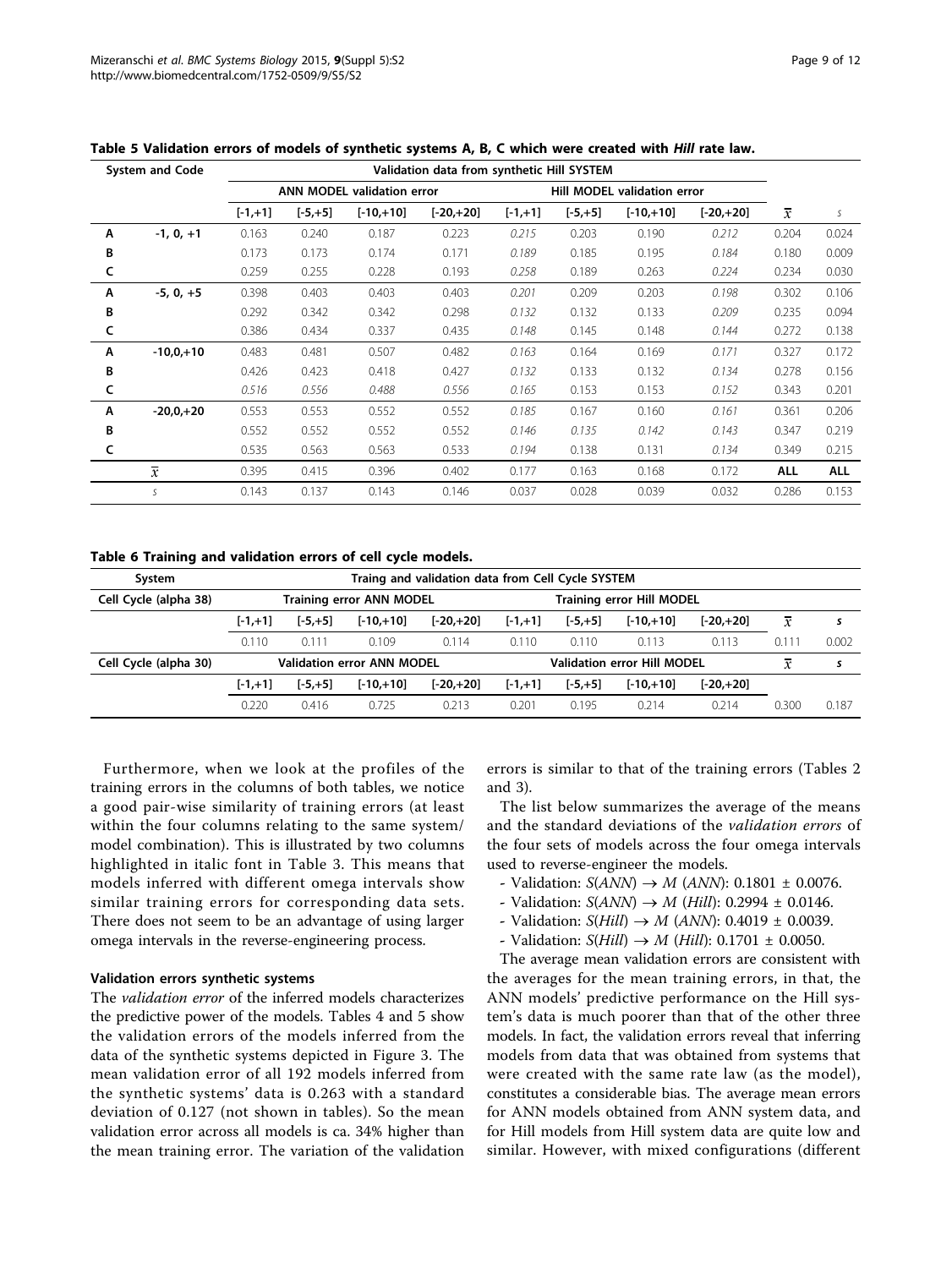**Table 5 Validation errors of models of synthetic systems A, B, C which were created with *Hill* rate law.**

| System and Code | | Validation data from synthetic Hill SYSTEM | | | | | | | | | |
|---|---|---|---|---|---|---|---|---|---|---|---|
| | | ANN MODEL validation error | | | | Hill MODEL validation error | | | | | |
| | | [-1,+1] | [-5,+5] | [-10,+10] | [-20,+20] | [-1,+1] | [-5,+5] | [-10,+10] | [-20,+20] | $\bar{x}$ | $s$ |
| A | -1, 0, +1 | 0.163 | 0.240 | 0.187 | 0.223 | *0.215* | 0.203 | 0.190 | *0.212* | 0.204 | 0.024 |
| B | | 0.173 | 0.173 | 0.174 | 0.171 | *0.189* | 0.185 | 0.195 | *0.184* | 0.180 | 0.009 |
| C | | 0.259 | 0.255 | 0.228 | 0.193 | *0.258* | 0.189 | 0.263 | *0.224* | 0.234 | 0.030 |
| A | -5, 0, +5 | 0.398 | 0.403 | 0.403 | 0.403 | *0.201* | 0.209 | 0.203 | *0.198* | 0.302 | 0.106 |
| B | | 0.292 | 0.342 | 0.342 | 0.298 | *0.132* | 0.132 | 0.133 | *0.209* | 0.235 | 0.094 |
| C | | 0.386 | 0.434 | 0.337 | 0.435 | *0.148* | 0.145 | 0.148 | *0.144* | 0.272 | 0.138 |
| A | -10,0,+10 | 0.483 | 0.481 | 0.507 | 0.482 | *0.163* | 0.164 | 0.169 | *0.171* | 0.327 | 0.172 |
| B | | 0.426 | 0.423 | 0.418 | 0.427 | *0.132* | 0.133 | 0.132 | *0.134* | 0.278 | 0.156 |
| C | | *0.516* | *0.556* | *0.488* | *0.556* | *0.165* | 0.153 | 0.153 | *0.152* | 0.343 | 0.201 |
| A | -20,0,+20 | 0.553 | 0.553 | 0.552 | 0.552 | *0.185* | 0.167 | 0.160 | *0.161* | 0.361 | 0.206 |
| B | | 0.552 | 0.552 | 0.552 | 0.552 | *0.146* | 0.135 | *0.142* | *0.143* | 0.347 | 0.219 |
| C | | 0.535 | 0.563 | 0.563 | 0.533 | *0.194* | 0.138 | 0.131 | *0.134* | 0.349 | 0.215 |
| | $\bar{x}$ | 0.395 | 0.415 | 0.396 | 0.402 | 0.177 | 0.163 | 0.168 | 0.172 | **ALL** | **ALL** |
| | $s$ | 0.143 | 0.137 | 0.143 | 0.146 | 0.037 | 0.028 | 0.039 | 0.032 | 0.286 | 0.153 |

**Table 6 Training and validation errors of cell cycle models.**

| System | Traing and validation data from Cell Cycle SYSTEM | | | | | | | | | |
|---|---|---|---|---|---|---|---|---|---|---|
| Cell Cycle (alpha 38) | Training error ANN MODEL | | | | Training error Hill MODEL | | | | | |
| | [-1,+1] | [-5,+5] | [-10,+10] | [-20,+20] | [-1,+1] | [-5,+5] | [-10,+10] | [-20,+20] | $\bar{x}$ | $s$ |
| | 0.110 | 0.111 | 0.109 | 0.114 | 0.110 | 0.110 | 0.113 | 0.113 | 0.111 | 0.002 |
| Cell Cycle (alpha 30) | Validation error ANN MODEL | | | | Validation error Hill MODEL | | | | $\bar{x}$ | $s$ |
| | [-1,+1] | [-5,+5] | [-10,+10] | [-20,+20] | [-1,+1] | [-5,+5] | [-10,+10] | [-20,+20] | | |
| | 0.220 | 0.416 | 0.725 | 0.213 | 0.201 | 0.195 | 0.214 | 0.214 | 0.300 | 0.187 |

Furthermore, when we look at the profiles of the training errors in the columns of both tables, we notice a good pair-wise similarity of training errors (at least within the four columns relating to the same system/model combination). This is illustrated by two columns highlighted in italic font in Table 3. This means that models inferred with different omega intervals show similar training errors for corresponding data sets. There does not seem to be an advantage of using larger omega intervals in the reverse-engineering process.

### Validation errors synthetic systems

The *validation error* of the inferred models characterizes the predictive power of the models. Tables 4 and 5 show the validation errors of the models inferred from the data of the synthetic systems depicted in Figure 3. The mean validation error of all 192 models inferred from the synthetic systems' data is 0.263 with a standard deviation of 0.127 (not shown in tables). So the mean validation error across all models is ca. 34% higher than the mean training error. The variation of the validation errors is similar to that of the training errors (Tables 2 and 3).

The list below summarizes the average of the means and the standard deviations of the *validation errors* of the four sets of models across the four omega intervals used to reverse-engineer the models.

- Validation: $S(ANN) \rightarrow M\ (ANN)$: 0.1801 ± 0.0076.
- Validation: $S(ANN) \rightarrow M\ (Hill)$: 0.2994 ± 0.0146.
- Validation: $S(Hill) \rightarrow M\ (ANN)$: 0.4019 ± 0.0039.
- Validation: $S(Hill) \rightarrow M\ (Hill)$: 0.1701 ± 0.0050.

The average mean validation errors are consistent with the averages for the mean training errors, in that, the ANN models' predictive performance on the Hill system's data is much poorer than that of the other three models. In fact, the validation errors reveal that inferring models from data that was obtained from systems that were created with the same rate law (as the model), constitutes a considerable bias. The average mean errors for ANN models obtained from ANN system data, and for Hill models from Hill system data are quite low and similar. However, with mixed configurations (different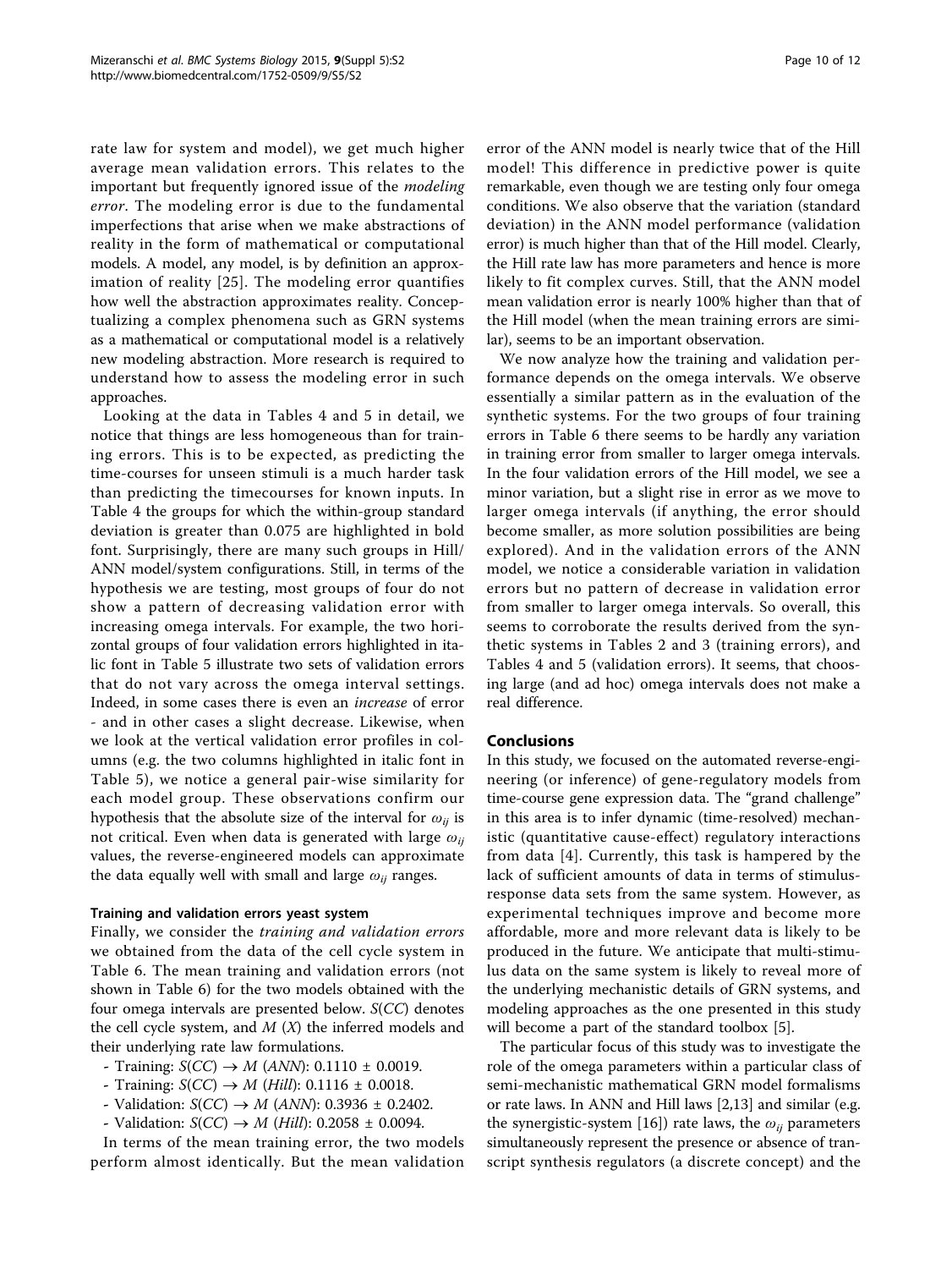rate law for system and model), we get much higher average mean validation errors. This relates to the important but frequently ignored issue of the *modeling error*. The modeling error is due to the fundamental imperfections that arise when we make abstractions of reality in the form of mathematical or computational models. A model, any model, is by definition an approximation of reality [25]. The modeling error quantifies how well the abstraction approximates reality. Conceptualizing a complex phenomena such as GRN systems as a mathematical or computational model is a relatively new modeling abstraction. More research is required to understand how to assess the modeling error in such approaches.

Looking at the data in Tables 4 and 5 in detail, we notice that things are less homogeneous than for training errors. This is to be expected, as predicting the time-courses for unseen stimuli is a much harder task than predicting the timecourses for known inputs. In Table 4 the groups for which the within-group standard deviation is greater than 0.075 are highlighted in bold font. Surprisingly, there are many such groups in Hill/ANN model/system configurations. Still, in terms of the hypothesis we are testing, most groups of four do not show a pattern of decreasing validation error with increasing omega intervals. For example, the two horizontal groups of four validation errors highlighted in italic font in Table 5 illustrate two sets of validation errors that do not vary across the omega interval settings. Indeed, in some cases there is even an *increase* of error - and in other cases a slight decrease. Likewise, when we look at the vertical validation error profiles in columns (e.g. the two columns highlighted in italic font in Table 5), we notice a general pair-wise similarity for each model group. These observations confirm our hypothesis that the absolute size of the interval for $\omega_{ij}$ is not critical. Even when data is generated with large $\omega_{ij}$ values, the reverse-engineered models can approximate the data equally well with small and large $\omega_{ij}$ ranges.

#### Training and validation errors yeast system

Finally, we consider the *training and validation errors* we obtained from the data of the cell cycle system in Table 6. The mean training and validation errors (not shown in Table 6) for the two models obtained with the four omega intervals are presented below. $S(CC)$ denotes the cell cycle system, and $M$ ($X$) the inferred models and their underlying rate law formulations.

- Training: $S(CC) \rightarrow M$ (*ANN*): 0.1110 ± 0.0019.
- Training: $S(CC) \rightarrow M$ (*Hill*): 0.1116 ± 0.0018.
- Validation: $S(CC) \rightarrow M$ (*ANN*): 0.3936 ± 0.2402.
- Validation: $S(CC) \rightarrow M$ (*Hill*): 0.2058 ± 0.0094.

In terms of the mean training error, the two models perform almost identically. But the mean validation error of the ANN model is nearly twice that of the Hill model! This difference in predictive power is quite remarkable, even though we are testing only four omega conditions. We also observe that the variation (standard deviation) in the ANN model performance (validation error) is much higher than that of the Hill model. Clearly, the Hill rate law has more parameters and hence is more likely to fit complex curves. Still, that the ANN model mean validation error is nearly 100% higher than that of the Hill model (when the mean training errors are similar), seems to be an important observation.

We now analyze how the training and validation performance depends on the omega intervals. We observe essentially a similar pattern as in the evaluation of the synthetic systems. For the two groups of four training errors in Table 6 there seems to be hardly any variation in training error from smaller to larger omega intervals. In the four validation errors of the Hill model, we see a minor variation, but a slight rise in error as we move to larger omega intervals (if anything, the error should become smaller, as more solution possibilities are being explored). And in the validation errors of the ANN model, we notice a considerable variation in validation errors but no pattern of decrease in validation error from smaller to larger omega intervals. So overall, this seems to corroborate the results derived from the synthetic systems in Tables 2 and 3 (training errors), and Tables 4 and 5 (validation errors). It seems, that choosing large (and ad hoc) omega intervals does not make a real difference.

## Conclusions

In this study, we focused on the automated reverse-engineering (or inference) of gene-regulatory models from time-course gene expression data. The "grand challenge" in this area is to infer dynamic (time-resolved) mechanistic (quantitative cause-effect) regulatory interactions from data [4]. Currently, this task is hampered by the lack of sufficient amounts of data in terms of stimulus-response data sets from the same system. However, as experimental techniques improve and become more affordable, more and more relevant data is likely to be produced in the future. We anticipate that multi-stimulus data on the same system is likely to reveal more of the underlying mechanistic details of GRN systems, and modeling approaches as the one presented in this study will become a part of the standard toolbox [5].

The particular focus of this study was to investigate the role of the omega parameters within a particular class of semi-mechanistic mathematical GRN model formalisms or rate laws. In ANN and Hill laws [2,13] and similar (e.g. the synergistic-system [16]) rate laws, the $\omega_{ij}$ parameters simultaneously represent the presence or absence of transcript synthesis regulators (a discrete concept) and the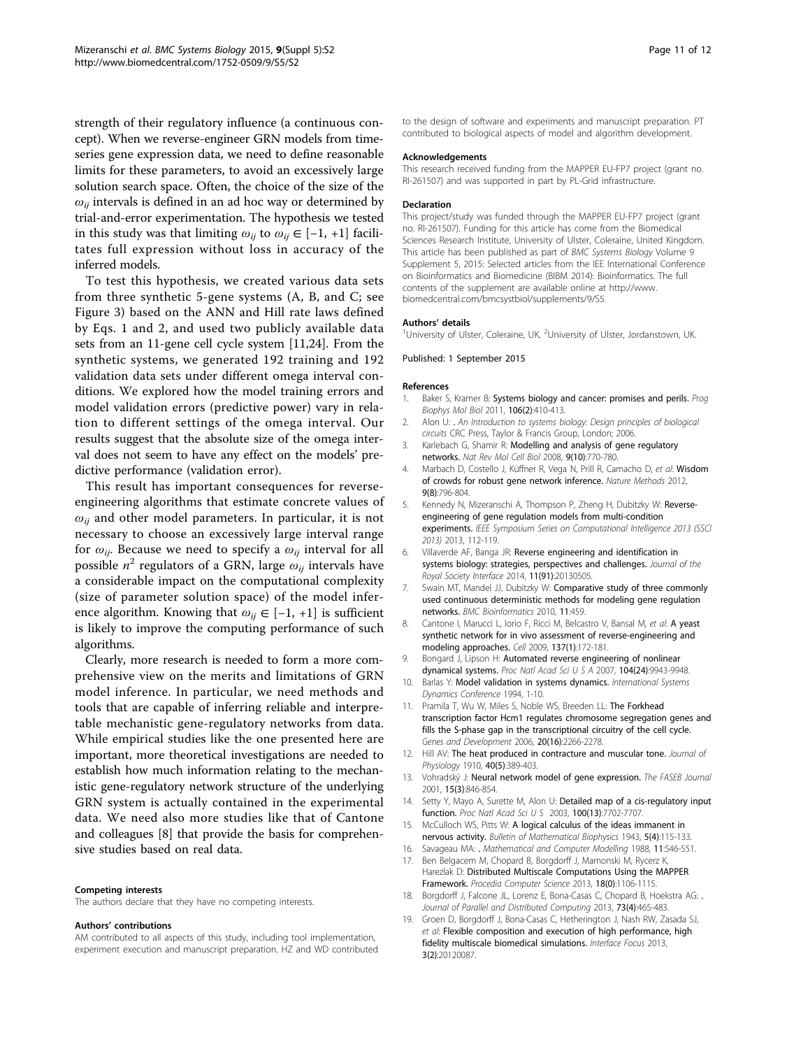strength of their regulatory influence (a continuous concept). When we reverse-engineer GRN models from time-series gene expression data, we need to define reasonable limits for these parameters, to avoid an excessively large solution search space. Often, the choice of the size of the $\omega_{ij}$ intervals is defined in an ad hoc way or determined by trial-and-error experimentation. The hypothesis we tested in this study was that limiting $\omega_{ij}$ to $\omega_{ij} \in [-1, +1]$ facilitates full expression without loss in accuracy of the inferred models.

To test this hypothesis, we created various data sets from three synthetic 5-gene systems (A, B, and C; see Figure 3) based on the ANN and Hill rate laws defined by Eqs. 1 and 2, and used two publicly available data sets from an 11-gene cell cycle system [11,24]. From the synthetic systems, we generated 192 training and 192 validation data sets under different omega interval conditions. We explored how the model training errors and model validation errors (predictive power) vary in relation to different settings of the omega interval. Our results suggest that the absolute size of the omega interval does not seem to have any effect on the models' predictive performance (validation error).

This result has important consequences for reverse-engineering algorithms that estimate concrete values of $\omega_{ij}$ and other model parameters. In particular, it is not necessary to choose an excessively large interval range for $\omega_{ij}$. Because we need to specify a $\omega_{ij}$ interval for all possible $n^2$ regulators of a GRN, large $\omega_{ij}$ intervals have a considerable impact on the computational complexity (size of parameter solution space) of the model inference algorithm. Knowing that $\omega_{ij} \in [-1, +1]$ is sufficient is likely to improve the computing performance of such algorithms.

Clearly, more research is needed to form a more comprehensive view on the merits and limitations of GRN model inference. In particular, we need methods and tools that are capable of inferring reliable and interpretable mechanistic gene-regulatory networks from data. While empirical studies like the one presented here are important, more theoretical investigations are needed to establish how much information relating to the mechanistic gene-regulatory network structure of the underlying GRN system is actually contained in the experimental data. We need also more studies like that of Cantone and colleagues [8] that provide the basis for comprehensive studies based on real data.

#### Competing interests

The authors declare that they have no competing interests.

#### Authors' contributions

AM contributed to all aspects of this study, including tool implementation, experiment execution and manuscript preparation. HZ and WD contributed to the design of software and experiments and manuscript preparation. PT contributed to biological aspects of model and algorithm development.

#### Acknowledgements

This research received funding from the MAPPER EU-FP7 project (grant no. RI-261507) and was supported in part by PL-Grid infrastructure.

#### Declaration

This project/study was funded through the MAPPER EU-FP7 project (grant no. RI-261507). Funding for this article has come from the Biomedical Sciences Research Institute, University of Ulster, Coleraine, United Kingdom. This article has been published as part of *BMC Systems Biology* Volume 9 Supplement 5, 2015: Selected articles from the IEE International Conference on Bioinformatics and Biomedicine (BIBM 2014): Bioinformatics. The full contents of the supplement are available online at http://www.biomedcentral.com/bmcsystbiol/supplements/9/S5.

#### Authors' details

[1]University of Ulster, Coleraine, UK. [2]University of Ulster, Jordanstown, UK.

Published: 1 September 2015

#### References

1. Baker S, Kramer B: **Systems biology and cancer: promises and perils.** *Prog Biophys Mol Biol* 2011, **106(2)**:410-413.
2. Alon U: **.** *An Introduction to systems biology: Design principles of biological circuits* CRC Press, Taylor & Francis Group, London; 2006.
3. Karlebach G, Shamir R: **Modelling and analysis of gene regulatory networks.** *Nat Rev Mol Cell Biol* 2008, **9(10)**:770-780.
4. Marbach D, Costello J, Küffner R, Vega N, Prill R, Camacho D, *et al*: **Wisdom of crowds for robust gene network inference.** *Nature Methods* 2012, **9(8)**:796-804.
5. Kennedy N, Mizeranschi A, Thompson P, Zheng H, Dubitzky W: **Reverse-engineering of gene regulation models from multi-condition experiments.** *IEEE Symposium Series on Computational Intelligence 2013 (SSCI 2013)* 2013, 112-119.
6. Villaverde AF, Banga JR: **Reverse engineering and identification in systems biology: strategies, perspectives and challenges.** *Journal of the Royal Society Interface* 2014, **11(91)**:20130505.
7. Swain MT, Mandel JJ, Dubitzky W: **Comparative study of three commonly used continuous deterministic methods for modeling gene regulation networks.** *BMC Bioinformatics* 2010, **11**:459.
8. Cantone I, Marucci L, Iorio F, Ricci M, Belcastro V, Bansal M, *et al*: **A yeast synthetic network for in vivo assessment of reverse-engineering and modeling approaches.** *Cell* 2009, **137(1)**:172-181.
9. Bongard J, Lipson H: **Automated reverse engineering of nonlinear dynamical systems.** *Proc Natl Acad Sci U S A* 2007, **104(24)**:9943-9948.
10. Barlas Y: **Model validation in systems dynamics.** *International Systems Dynamics Conference* 1994, 1-10.
11. Pramila T, Wu W, Miles S, Noble WS, Breeden LL: **The Forkhead transcription factor Hcm1 regulates chromosome segregation genes and fills the S-phase gap in the transcriptional circuitry of the cell cycle.** *Genes and Development* 2006, **20(16)**:2266-2278.
12. Hill AV: **The heat produced in contracture and muscular tone.** *Journal of Physiology* 1910, **40(5)**:389-403.
13. Vohradský J: **Neural network model of gene expression.** *The FASEB Journal* 2001, **15(3)**:846-854.
14. Setty Y, Mayo A, Surette M, Alon U: **Detailed map of a cis-regulatory input function.** *Proc Natl Acad Sci U S* 2003, **100(13)**:7702-7707.
15. McCulloch WS, Pitts W: **A logical calculus of the ideas immanent in nervous activity.** *Bulletin of Mathematical Biophysics* 1943, **5(4)**:115-133.
16. Savageau MA: **.** *Mathematical and Computer Modelling* 1988, **11**:546-551.
17. Ben Belgacem M, Chopard B, Borgdorff J, Mamonski M, Rycerz K, Harezlak D: **Distributed Multiscale Computations Using the MAPPER Framework.** *Procedia Computer Science* 2013, **18(0)**:1106-1115.
18. Borgdorff J, Falcone JL, Lorenz E, Bona-Casas C, Chopard B, Hoekstra AG: **.** *Journal of Parallel and Distributed Computing* 2013, **73(4)**:465-483.
19. Groen D, Borgdorff J, Bona-Casas C, Hetherington J, Nash RW, Zasada SJ, *et al*: **Flexible composition and execution of high performance, high fidelity multiscale biomedical simulations.** *Interface Focus* 2013, **3(2)**:20120087.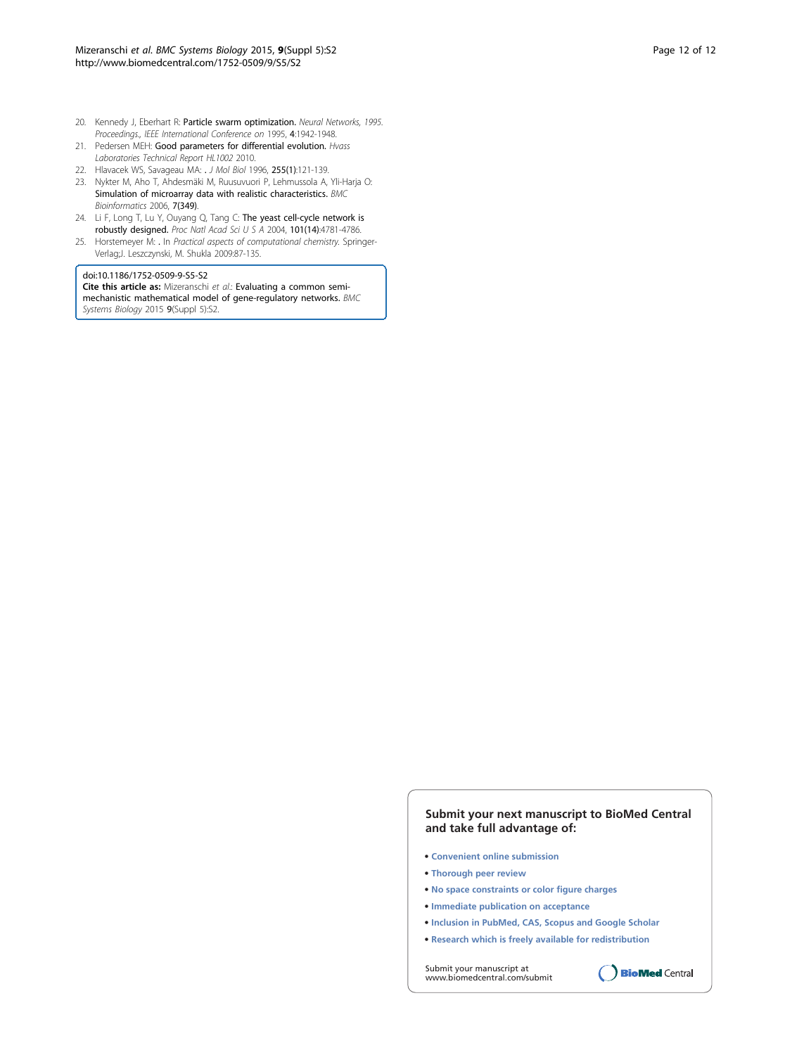20. Kennedy J, Eberhart R: **Particle swarm optimization.** *Neural Networks, 1995. Proceedings., IEEE International Conference on* 1995, **4**:1942-1948.
21. Pedersen MEH: **Good parameters for differential evolution.** *Hvass Laboratories Technical Report HL1002* 2010.
22. Hlavacek WS, Savageau MA: . *J Mol Biol* 1996, **255(1)**:121-139.
23. Nykter M, Aho T, Ahdesmäki M, Ruusuvuori P, Lehmussola A, Yli-Harja O: **Simulation of microarray data with realistic characteristics.** *BMC Bioinformatics* 2006, **7(349)**.
24. Li F, Long T, Lu Y, Ouyang Q, Tang C: **The yeast cell-cycle network is robustly designed.** *Proc Natl Acad Sci U S A* 2004, **101(14)**:4781-4786.
25. Horstemeyer M: . In *Practical aspects of computational chemistry.* Springer-Verlag;J. Leszczynski, M. Shukla 2009:87-135.

doi:10.1186/1752-0509-9-S5-S2
**Cite this article as:** Mizeranschi *et al.*: Evaluating a common semi-mechanistic mathematical model of gene-regulatory networks. *BMC Systems Biology* 2015 **9**(Suppl 5):S2.

**Submit your next manuscript to BioMed Central and take full advantage of:**

- Convenient online submission
- Thorough peer review
- No space constraints or color figure charges
- Immediate publication on acceptance
- Inclusion in PubMed, CAS, Scopus and Google Scholar
- Research which is freely available for redistribution

Submit your manuscript at
www.biomedcentral.com/submit

BioMed Central